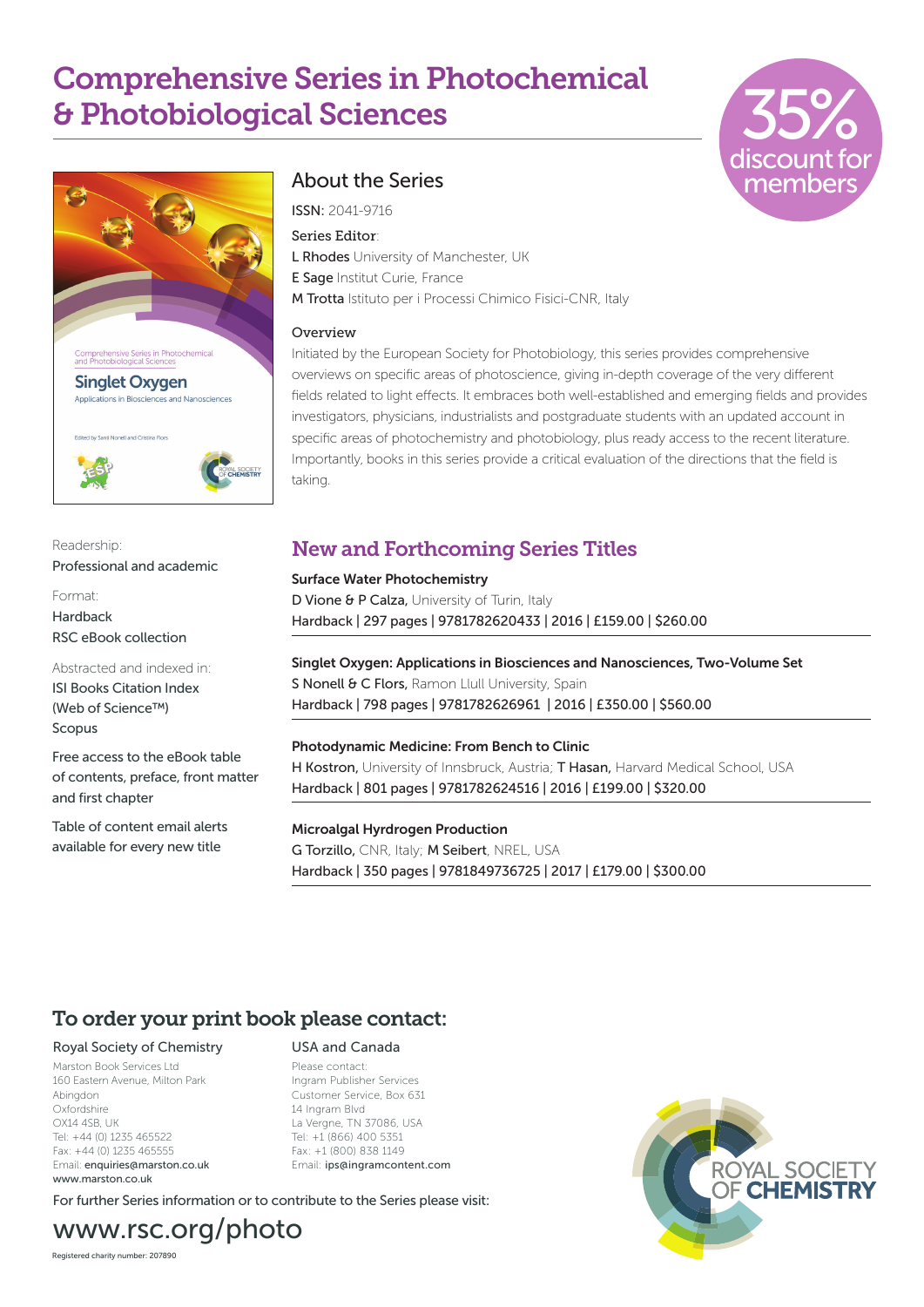# Comprehensive Series in Photochemical & Photobiological Sciences

35% discount for members

## About the Series

**ISSN:** 2041-9716

Series Editor:

**L Rhodes** University of Manchester, UK
**E Sage** Institut Curie, France
**M Trotta** Istituto per i Processi Chimico Fisici-CNR, Italy

### Overview

Initiated by the European Society for Photobiology, this series provides comprehensive overviews on specific areas of photoscience, giving in-depth coverage of the very different fields related to light effects. It embraces both well-established and emerging fields and provides investigators, physicians, industrialists and postgraduate students with an updated account in specific areas of photochemistry and photobiology, plus ready access to the recent literature. Importantly, books in this series provide a critical evaluation of the directions that the field is taking.

Readership:
Professional and academic

Format:
Hardback
RSC eBook collection

Abstracted and indexed in:
ISI Books Citation Index (Web of Science™)
Scopus

Free access to the eBook table of contents, preface, front matter and first chapter

Table of content email alerts available for every new title

## New and Forthcoming Series Titles

**Surface Water Photochemistry**
**D Vione & P Calza,** University of Turin, Italy
Hardback | 297 pages | 9781782620433 | 2016 | £159.00 | $260.00

**Singlet Oxygen: Applications in Biosciences and Nanosciences, Two-Volume Set**
**S Nonell & C Flors,** Ramon Llull University, Spain
Hardback | 798 pages | 9781782626961 | 2016 | £350.00 | $560.00

**Photodynamic Medicine: From Bench to Clinic**
**H Kostron,** University of Innsbruck, Austria; **T Hasan,** Harvard Medical School, USA
Hardback | 801 pages | 9781782624516 | 2016 | £199.00 | $320.00

**Microalgal Hyrdrogen Production**
**G Torzillo,** CNR, Italy; **M Seibert**, NREL, USA
Hardback | 350 pages | 9781849736725 | 2017 | £179.00 | $300.00

## To order your print book please contact:

**Royal Society of Chemistry**
Marston Book Services Ltd
160 Eastern Avenue, Milton Park
Abingdon
Oxfordshire
OX14 4SB, UK
Tel: +44 (0) 1235 465522
Fax: +44 (0) 1235 465555
Email: enquiries@marston.co.uk
www.marston.co.uk

**USA and Canada**
Please contact:
Ingram Publisher Services
Customer Service, Box 631
14 Ingram Blvd
La Vergne, TN 37086, USA
Tel: +1 (866) 400 5351
Fax: +1 (800) 838 1149
Email: ips@ingramcontent.com

For further Series information or to contribute to the Series please visit:

www.rsc.org/photo

Registered charity number: 207890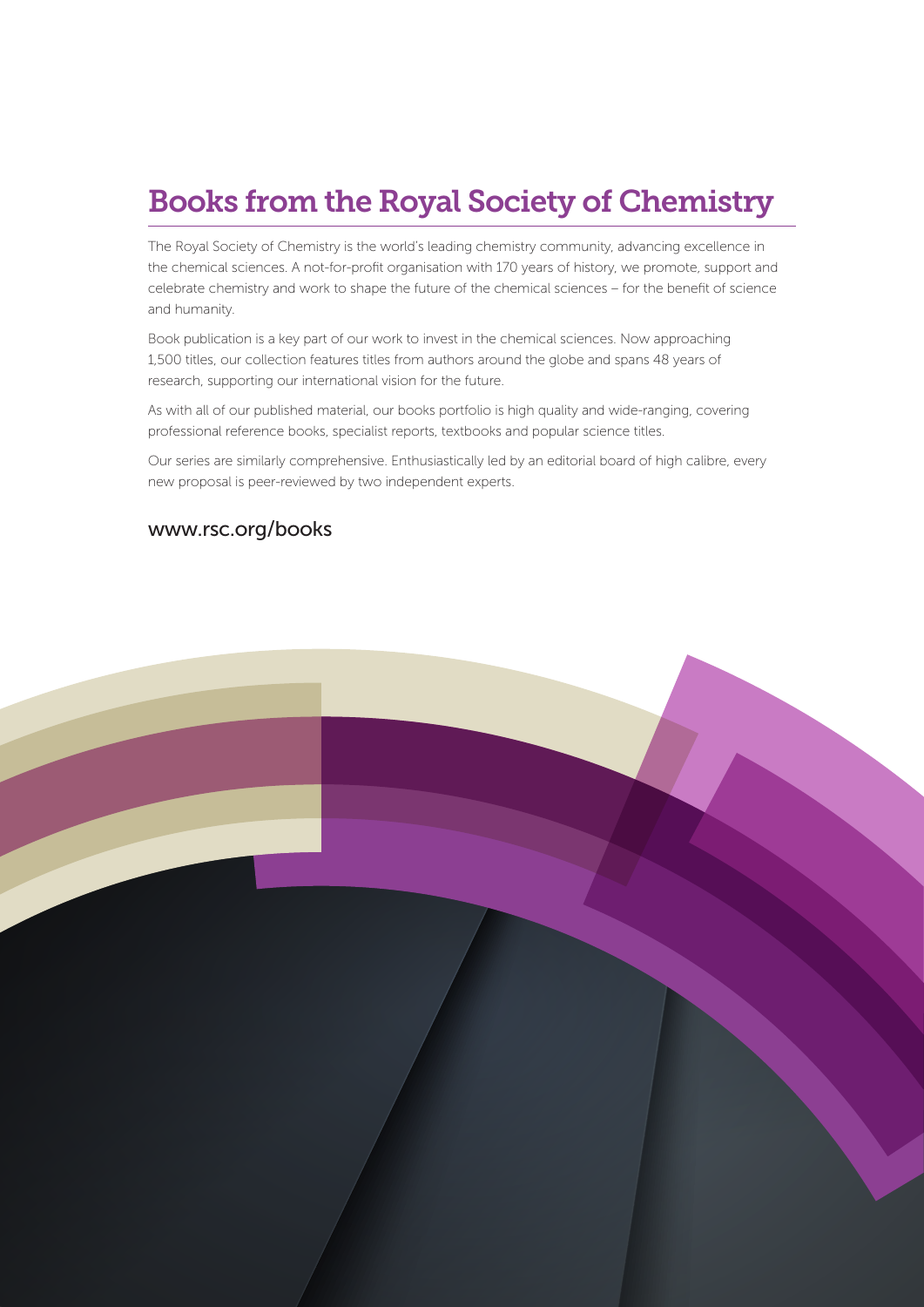# Books from the Royal Society of Chemistry

The Royal Society of Chemistry is the world's leading chemistry community, advancing excellence in the chemical sciences. A not-for-profit organisation with 170 years of history, we promote, support and celebrate chemistry and work to shape the future of the chemical sciences – for the benefit of science and humanity.

Book publication is a key part of our work to invest in the chemical sciences. Now approaching 1,500 titles, our collection features titles from authors around the globe and spans 48 years of research, supporting our international vision for the future.

As with all of our published material, our books portfolio is high quality and wide-ranging, covering professional reference books, specialist reports, textbooks and popular science titles.

Our series are similarly comprehensive. Enthusiastically led by an editorial board of high calibre, every new proposal is peer-reviewed by two independent experts.

www.rsc.org/books